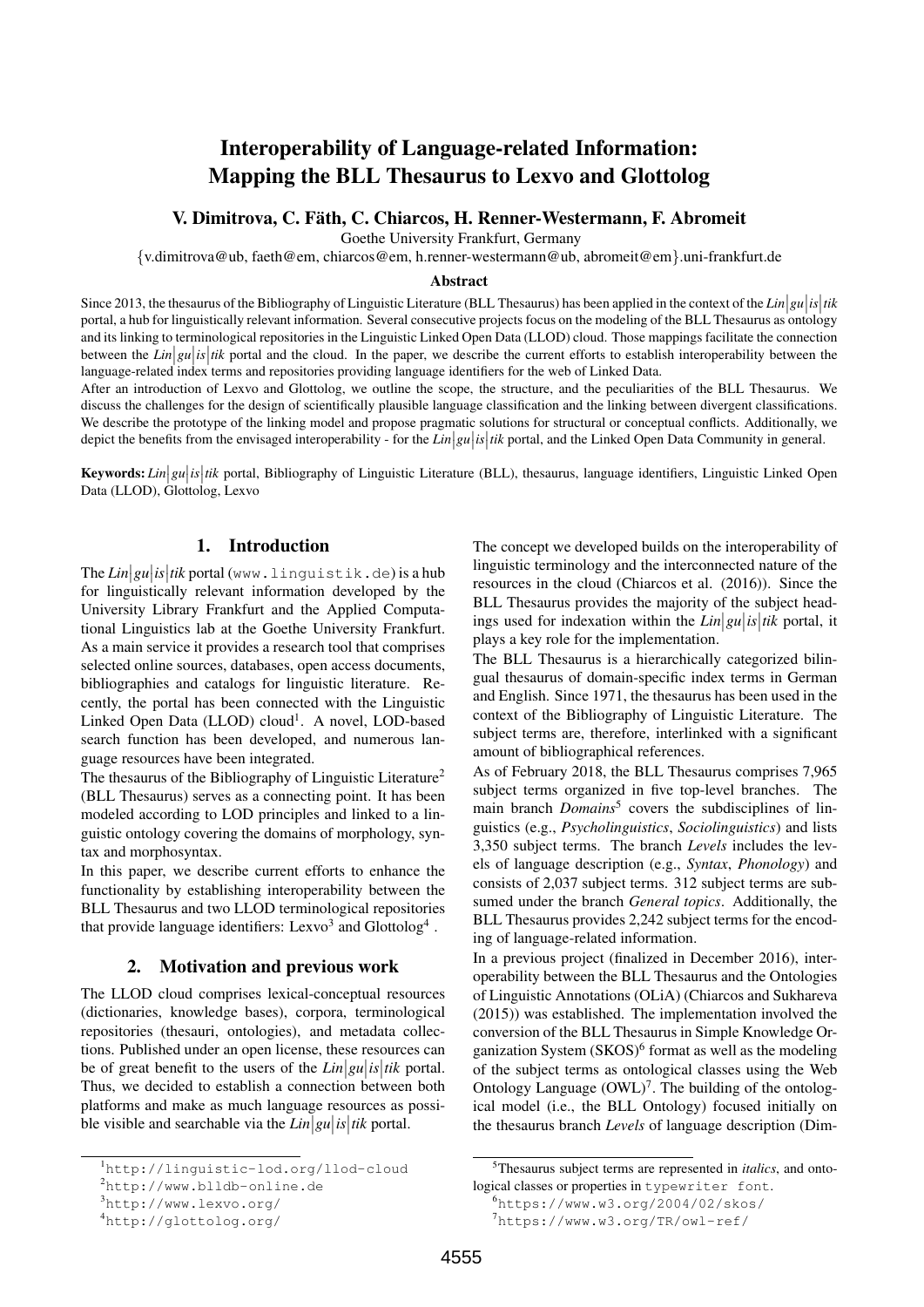# Interoperability of Language-related Information: Mapping the BLL Thesaurus to Lexvo and Glottolog

**V. Dimitrova, C. Fäth, C. Chiarcos, H. Renner-Westermann, F. Abromeit**

Goethe University Frankfurt, Germany

{v.dimitrova@ub, faeth@em, chiarcos@em, h.renner-westermann@ub, abromeit@em}.uni-frankfurt.de

### Abstract

Since 2013, the thesaurus of the Bibliography of Linguistic Literature (BLL Thesaurus) has been applied in the context of the *Lin|gu|is|tik* portal, a hub for linguistically relevant information. Several consecutive projects focus on the modeling of the BLL Thesaurus as ontology and its linking to terminological repositories in the Linguistic Linked Open Data (LLOD) cloud. Those mappings facilitate the connection between the *Lin|gu|is|tik* portal and the cloud. In the paper, we describe the current efforts to establish interoperability between the language-related index terms and repositories providing language identifiers for the web of Linked Data.

After an introduction of Lexvo and Glottolog, we outline the scope, the structure, and the peculiarities of the BLL Thesaurus. We discuss the challenges for the design of scientifically plausible language classification and the linking between divergent classifications. We describe the prototype of the linking model and propose pragmatic solutions for structural or conceptual conflicts. Additionally, we depict the benefits from the envisaged interoperability - for the *Lin|gu|is|tik* portal, and the Linked Open Data Community in general.

**Keywords:** *Lin|gu|is|tik* portal, Bibliography of Linguistic Literature (BLL), thesaurus, language identifiers, Linguistic Linked Open Data (LLOD), Glottolog, Lexvo

## 1. Introduction

The *Lin|gu|is|tik* portal (`www.linguistik.de`) is a hub for linguistically relevant information developed by the University Library Frankfurt and the Applied Computational Linguistics lab at the Goethe University Frankfurt. As a main service it provides a research tool that comprises selected online sources, databases, open access documents, bibliographies and catalogs for linguistic literature. Recently, the portal has been connected with the Linguistic Linked Open Data (LLOD) cloud[1]. A novel, LOD-based search function has been developed, and numerous language resources have been integrated.

The thesaurus of the Bibliography of Linguistic Literature[2] (BLL Thesaurus) serves as a connecting point. It has been modeled according to LOD principles and linked to a linguistic ontology covering the domains of morphology, syntax and morphosyntax.

In this paper, we describe current efforts to enhance the functionality by establishing interoperability between the BLL Thesaurus and two LLOD terminological repositories that provide language identifiers: Lexvo[3] and Glottolog[4].

## 2. Motivation and previous work

The LLOD cloud comprises lexical-conceptual resources (dictionaries, knowledge bases), corpora, terminological repositories (thesauri, ontologies), and metadata collections. Published under an open license, these resources can be of great benefit to the users of the *Lin|gu|is|tik* portal. Thus, we decided to establish a connection between both platforms and make as much language resources as possible visible and searchable via the *Lin|gu|is|tik* portal.

The concept we developed builds on the interoperability of linguistic terminology and the interconnected nature of the resources in the cloud (Chiarcos et al. (2016)). Since the BLL Thesaurus provides the majority of the subject headings used for indexation within the *Lin|gu|is|tik* portal, it plays a key role for the implementation.

The BLL Thesaurus is a hierarchically categorized bilingual thesaurus of domain-specific index terms in German and English. Since 1971, the thesaurus has been used in the context of the Bibliography of Linguistic Literature. The subject terms are, therefore, interlinked with a significant amount of bibliographical references.

As of February 2018, the BLL Thesaurus comprises 7,965 subject terms organized in five top-level branches. The main branch *Domains*[5] covers the subdisciplines of linguistics (e.g., *Psycholinguistics*, *Sociolinguistics*) and lists 3,350 subject terms. The branch *Levels* includes the levels of language description (e.g., *Syntax*, *Phonology*) and consists of 2,037 subject terms. 312 subject terms are subsumed under the branch *General topics*. Additionally, the BLL Thesaurus provides 2,242 subject terms for the encoding of language-related information.

In a previous project (finalized in December 2016), interoperability between the BLL Thesaurus and the Ontologies of Linguistic Annotations (OLiA) (Chiarcos and Sukhareva (2015)) was established. The implementation involved the conversion of the BLL Thesaurus in Simple Knowledge Organization System (SKOS)[6] format as well as the modeling of the subject terms as ontological classes using the Web Ontology Language (OWL)[7]. The building of the ontological model (i.e., the BLL Ontology) focused initially on the thesaurus branch *Levels* of language description (Dim-

---

[1] http://linguistic-lod.org/llod-cloud

[2] http://www.blldb-online.de

[3] http://www.lexvo.org/

[4] http://glottolog.org/

[5] Thesaurus subject terms are represented in *italics*, and ontological classes or properties in `typewriter font`.

[6] https://www.w3.org/2004/02/skos/

[7] https://www.w3.org/TR/owl-ref/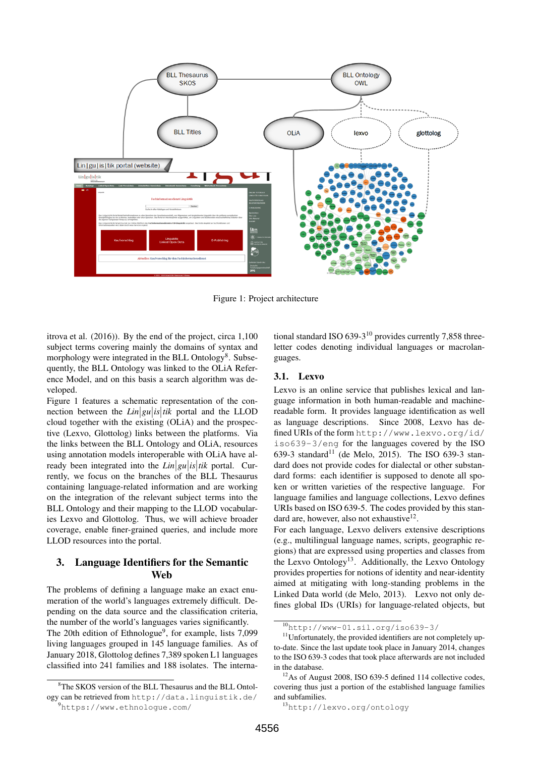Figure 1: Project architecture

itrova et al. (2016)). By the end of the project, circa 1,100 subject terms covering mainly the domains of syntax and morphology were integrated in the BLL Ontology[8]. Subsequently, the BLL Ontology was linked to the OLiA Reference Model, and on this basis a search algorithm was developed.

Figure 1 features a schematic representation of the connection between the *Lin|gu|is|tik* portal and the LLOD cloud together with the existing (OLiA) and the prospective (Lexvo, Glottolog) links between the platforms. Via the links between the BLL Ontology and OLiA, resources using annotation models interoperable with OLiA have already been integrated into the *Lin|gu|is|tik* portal. Currently, we focus on the branches of the BLL Thesaurus containing language-related information and are working on the integration of the relevant subject terms into the BLL Ontology and their mapping to the LLOD vocabularies Lexvo and Glottolog. Thus, we will achieve broader coverage, enable finer-grained queries, and include more LLOD resources into the portal.

## 3. Language Identifiers for the Semantic Web

The problems of defining a language make an exact enumeration of the world's languages extremely difficult. Depending on the data source and the classification criteria, the number of the world's languages varies significantly. The 20th edition of Ethnologue[9], for example, lists 7,099 living languages grouped in 145 language families. As of January 2018, Glottolog defines 7,389 spoken L1 languages classified into 241 families and 188 isolates. The international standard ISO 639-3[10] provides currently 7,858 three-letter codes denoting individual languages or macrolanguages.

### 3.1. Lexvo

Lexvo is an online service that publishes lexical and language information in both human-readable and machine-readable form. It provides language identification as well as language descriptions. Since 2008, Lexvo has defined URIs of the form `http://www.lexvo.org/id/iso639-3/eng` for the languages covered by the ISO 639-3 standard[11] (de Melo, 2015). The ISO 639-3 standard does not provide codes for dialectal or other substandard forms: each identifier is supposed to denote all spoken or written varieties of the respective language. For language families and language collections, Lexvo defines URIs based on ISO 639-5. The codes provided by this standard are, however, also not exhaustive[12].

For each language, Lexvo delivers extensive descriptions (e.g., multilingual language names, scripts, geographic regions) that are expressed using properties and classes from the Lexvo Ontology[13]. Additionally, the Lexvo Ontology provides properties for notions of identity and near-identity aimed at mitigating with long-standing problems in the Linked Data world (de Melo, 2013). Lexvo not only defines global IDs (URIs) for language-related objects, but

[8] The SKOS version of the BLL Thesaurus and the BLL Ontology can be retrieved from `http://data.linguistik.de/`

[9] `https://www.ethnologue.com/`

[10] `http://www-01.sil.org/iso639-3/`

[11] Unfortunately, the provided identifiers are not completely up-to-date. Since the last update took place in January 2014, changes to the ISO 639-3 codes that took place afterwards are not included in the database.

[12] As of August 2008, ISO 639-5 defined 114 collective codes, covering thus just a portion of the established language families and subfamilies.

[13] `http://lexvo.org/ontology`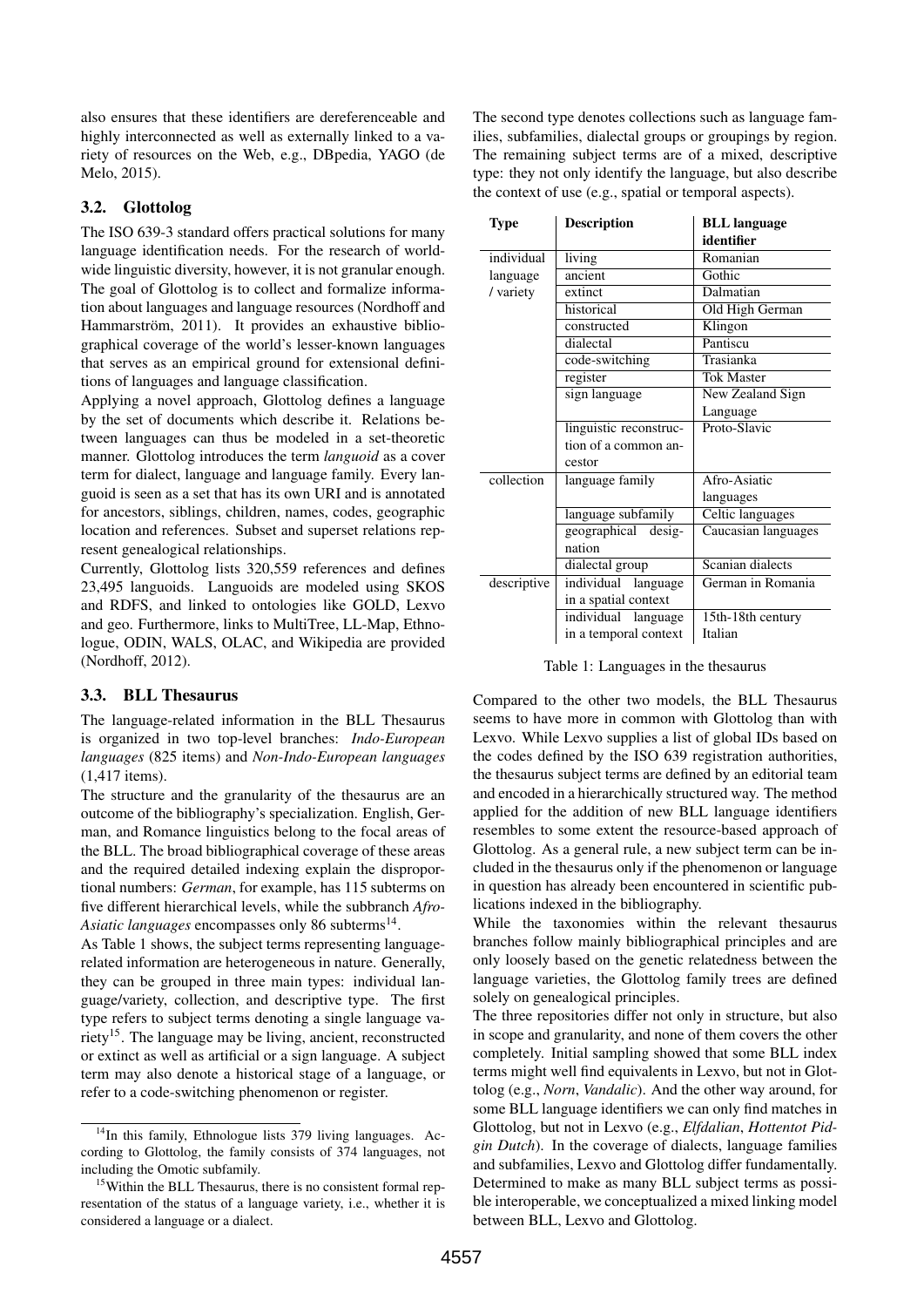also ensures that these identifiers are dereferenceable and highly interconnected as well as externally linked to a variety of resources on the Web, e.g., DBpedia, YAGO (de Melo, 2015).

### 3.2. Glottolog

The ISO 639-3 standard offers practical solutions for many language identification needs. For the research of worldwide linguistic diversity, however, it is not granular enough. The goal of Glottolog is to collect and formalize information about languages and language resources (Nordhoff and Hammarström, 2011). It provides an exhaustive bibliographical coverage of the world's lesser-known languages that serves as an empirical ground for extensional definitions of languages and language classification.

Applying a novel approach, Glottolog defines a language by the set of documents which describe it. Relations between languages can thus be modeled in a set-theoretic manner. Glottolog introduces the term *languoid* as a cover term for dialect, language and language family. Every languoid is seen as a set that has its own URI and is annotated for ancestors, siblings, children, names, codes, geographic location and references. Subset and superset relations represent genealogical relationships.

Currently, Glottolog lists 320,559 references and defines 23,495 languoids. Languoids are modeled using SKOS and RDFS, and linked to ontologies like GOLD, Lexvo and geo. Furthermore, links to MultiTree, LL-Map, Ethnologue, ODIN, WALS, OLAC, and Wikipedia are provided (Nordhoff, 2012).

### 3.3. BLL Thesaurus

The language-related information in the BLL Thesaurus is organized in two top-level branches: *Indo-European languages* (825 items) and *Non-Indo-European languages* (1,417 items).

The structure and the granularity of the thesaurus are an outcome of the bibliography's specialization. English, German, and Romance linguistics belong to the focal areas of the BLL. The broad bibliographical coverage of these areas and the required detailed indexing explain the disproportional numbers: *German*, for example, has 115 subterms on five different hierarchical levels, while the subbranch *Afro-Asiatic languages* encompasses only 86 subterms[14].

As Table 1 shows, the subject terms representing language-related information are heterogeneous in nature. Generally, they can be grouped in three main types: individual language/variety, collection, and descriptive type. The first type refers to subject terms denoting a single language variety[15]. The language may be living, ancient, reconstructed or extinct as well as artificial or a sign language. A subject term may also denote a historical stage of a language, or refer to a code-switching phenomenon or register.

The second type denotes collections such as language families, subfamilies, dialectal groups or groupings by region. The remaining subject terms are of a mixed, descriptive type: they not only identify the language, but also describe the context of use (e.g., spatial or temporal aspects).

| Type | Description | BLL language identifier |
|---|---|---|
| individual language / variety | living | Romanian |
| | ancient | Gothic |
| | extinct | Dalmatian |
| | historical | Old High German |
| | constructed | Klingon |
| | dialectal | Pantiscu |
| | code-switching | Trasianka |
| | register | Tok Master |
| | sign language | New Zealand Sign Language |
| | linguistic reconstruction of a common ancestor | Proto-Slavic |
| collection | language family | Afro-Asiatic languages |
| | language subfamily | Celtic languages |
| | geographical designation | Caucasian languages |
| | dialectal group | Scanian dialects |
| descriptive | individual language in a spatial context | German in Romania |
| | individual language in a temporal context | 15th-18th century Italian |

Table 1: Languages in the thesaurus

Compared to the other two models, the BLL Thesaurus seems to have more in common with Glottolog than with Lexvo. While Lexvo supplies a list of global IDs based on the codes defined by the ISO 639 registration authorities, the thesaurus subject terms are defined by an editorial team and encoded in a hierarchically structured way. The method applied for the addition of new BLL language identifiers resembles to some extent the resource-based approach of Glottolog. As a general rule, a new subject term can be included in the thesaurus only if the phenomenon or language in question has already been encountered in scientific publications indexed in the bibliography.

While the taxonomies within the relevant thesaurus branches follow mainly bibliographical principles and are only loosely based on the genetic relatedness between the language varieties, the Glottolog family trees are defined solely on genealogical principles.

The three repositories differ not only in structure, but also in scope and granularity, and none of them covers the other completely. Initial sampling showed that some BLL index terms might well find equivalents in Lexvo, but not in Glottolog (e.g., *Norn*, *Vandalic*). And the other way around, for some BLL language identifiers we can only find matches in Glottolog, but not in Lexvo (e.g., *Elfdalian*, *Hottentot Pidgin Dutch*). In the coverage of dialects, language families and subfamilies, Lexvo and Glottolog differ fundamentally. Determined to make as many BLL subject terms as possible interoperable, we conceptualized a mixed linking model between BLL, Lexvo and Glottolog.

---

[14] In this family, Ethnologue lists 379 living languages. According to Glottolog, the family consists of 374 languages, not including the Omotic subfamily.

[15] Within the BLL Thesaurus, there is no consistent formal representation of the status of a language variety, i.e., whether it is considered a language or a dialect.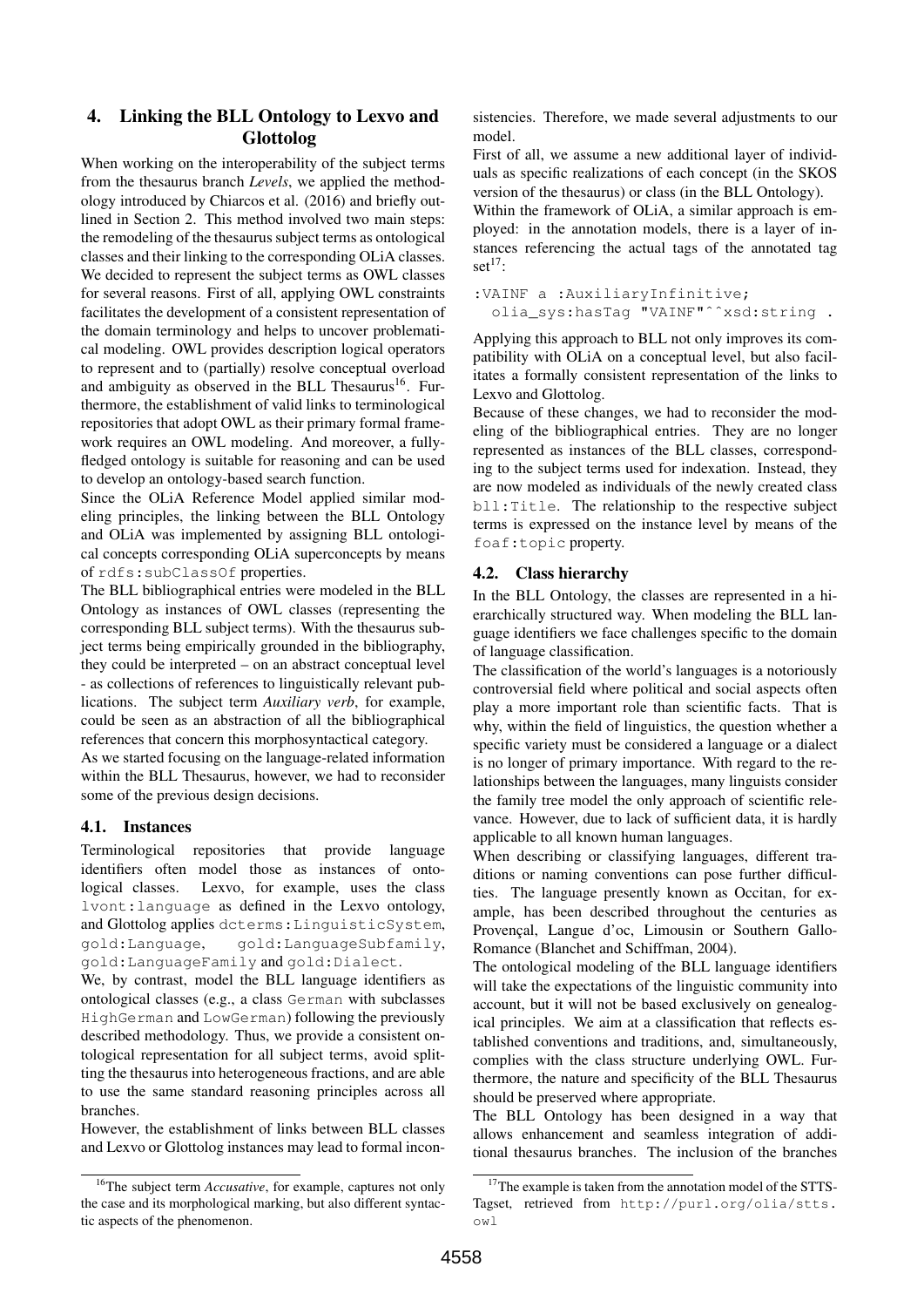## 4. Linking the BLL Ontology to Lexvo and Glottolog

When working on the interoperability of the subject terms from the thesaurus branch *Levels*, we applied the methodology introduced by Chiarcos et al. (2016) and briefly outlined in Section 2. This method involved two main steps: the remodeling of the thesaurus subject terms as ontological classes and their linking to the corresponding OLiA classes. We decided to represent the subject terms as OWL classes for several reasons. First of all, applying OWL constraints facilitates the development of a consistent representation of the domain terminology and helps to uncover problematical modeling. OWL provides description logical operators to represent and to (partially) resolve conceptual overload and ambiguity as observed in the BLL Thesaurus[16]. Furthermore, the establishment of valid links to terminological repositories that adopt OWL as their primary formal framework requires an OWL modeling. And moreover, a fully-fledged ontology is suitable for reasoning and can be used to develop an ontology-based search function.

Since the OLiA Reference Model applied similar modeling principles, the linking between the BLL Ontology and OLiA was implemented by assigning BLL ontological concepts corresponding OLiA superconcepts by means of `rdfs:subClassOf` properties.

The BLL bibliographical entries were modeled in the BLL Ontology as instances of OWL classes (representing the corresponding BLL subject terms). With the thesaurus subject terms being empirically grounded in the bibliography, they could be interpreted – on an abstract conceptual level - as collections of references to linguistically relevant publications. The subject term *Auxiliary verb*, for example, could be seen as an abstraction of all the bibliographical references that concern this morphosyntactical category.

As we started focusing on the language-related information within the BLL Thesaurus, however, we had to reconsider some of the previous design decisions.

### 4.1. Instances

Terminological repositories that provide language identifiers often model those as instances of ontological classes. Lexvo, for example, uses the class `lvont:language` as defined in the Lexvo ontology, and Glottolog applies `dcterms:LinguisticSystem`, `gold:Language`, `gold:LanguageSubfamily`, `gold:LanguageFamily` and `gold:Dialect`.

We, by contrast, model the BLL language identifiers as ontological classes (e.g., a class `German` with subclasses `HighGerman` and `LowGerman`) following the previously described methodology. Thus, we provide a consistent ontological representation for all subject terms, avoid splitting the thesaurus into heterogeneous fractions, and are able to use the same standard reasoning principles across all branches.

However, the establishment of links between BLL classes and Lexvo or Glottolog instances may lead to formal inconsistencies. Therefore, we made several adjustments to our model.

First of all, we assume a new additional layer of individuals as specific realizations of each concept (in the SKOS version of the thesaurus) or class (in the BLL Ontology).

Within the framework of OLiA, a similar approach is employed: in the annotation models, there is a layer of instances referencing the actual tags of the annotated tag set[17]:

```
:VAINF a :AuxiliaryInfinitive;
  olia_sys:hasTag "VAINF"^^xsd:string .
```

Applying this approach to BLL not only improves its compatibility with OLiA on a conceptual level, but also facilitates a formally consistent representation of the links to Lexvo and Glottolog.

Because of these changes, we had to reconsider the modeling of the bibliographical entries. They are no longer represented as instances of the BLL classes, corresponding to the subject terms used for indexation. Instead, they are now modeled as individuals of the newly created class `bll:Title`. The relationship to the respective subject terms is expressed on the instance level by means of the `foaf:topic` property.

### 4.2. Class hierarchy

In the BLL Ontology, the classes are represented in a hierarchically structured way. When modeling the BLL language identifiers we face challenges specific to the domain of language classification.

The classification of the world's languages is a notoriously controversial field where political and social aspects often play a more important role than scientific facts. That is why, within the field of linguistics, the question whether a specific variety must be considered a language or a dialect is no longer of primary importance. With regard to the relationships between the languages, many linguists consider the family tree model the only approach of scientific relevance. However, due to lack of sufficient data, it is hardly applicable to all known human languages.

When describing or classifying languages, different traditions or naming conventions can pose further difficulties. The language presently known as Occitan, for example, has been described throughout the centuries as Provençal, Langue d'oc, Limousin or Southern Gallo-Romance (Blanchet and Schiffman, 2004).

The ontological modeling of the BLL language identifiers will take the expectations of the linguistic community into account, but it will not be based exclusively on genealogical principles. We aim at a classification that reflects established conventions and traditions, and, simultaneously, complies with the class structure underlying OWL. Furthermore, the nature and specificity of the BLL Thesaurus should be preserved where appropriate.

The BLL Ontology has been designed in a way that allows enhancement and seamless integration of additional thesaurus branches. The inclusion of the branches

---

[16] The subject term *Accusative*, for example, captures not only the case and its morphological marking, but also different syntactic aspects of the phenomenon.

[17] The example is taken from the annotation model of the STTS-Tagset, retrieved from http://purl.org/olia/stts.owl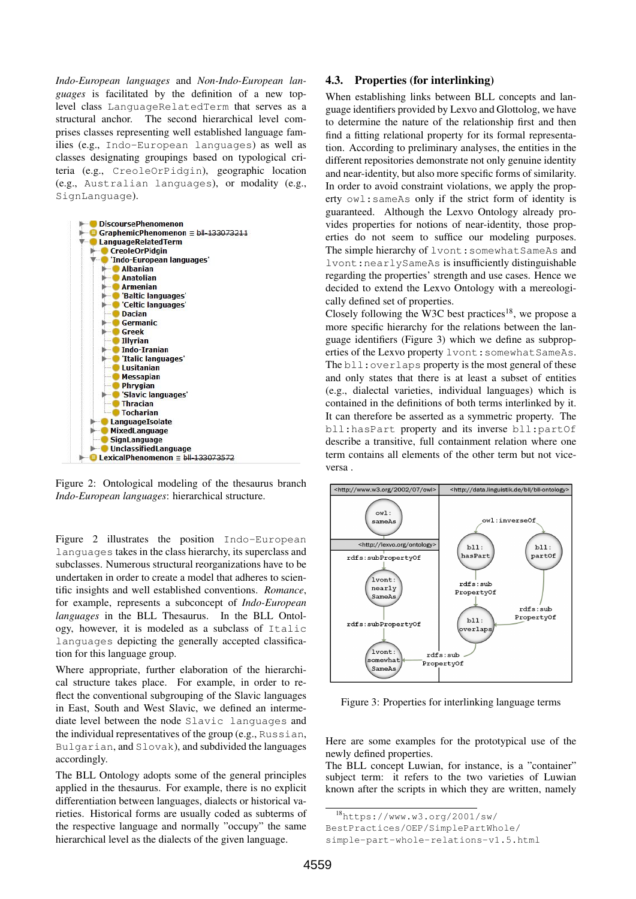*Indo-European languages* and *Non-Indo-European languages* is facilitated by the definition of a new top-level class `LanguageRelatedTerm` that serves as a structural anchor. The second hierarchical level comprises classes representing well established language families (e.g., `Indo-European languages`) as well as classes designating groupings based on typological criteria (e.g., `CreoleOrPidgin`), geographic location (e.g., `Australian languages`), or modality (e.g., `SignLanguage`).

Figure 2: Ontological modeling of the thesaurus branch *Indo-European languages*: hierarchical structure.

Figure 2 illustrates the position `Indo-European languages` takes in the class hierarchy, its superclass and subclasses. Numerous structural reorganizations have to be undertaken in order to create a model that adheres to scientific insights and well established conventions. *Romance*, for example, represents a subconcept of *Indo-European languages* in the BLL Thesaurus. In the BLL Ontology, however, it is modeled as a subclass of `Italic languages` depicting the generally accepted classification for this language group.

Where appropriate, further elaboration of the hierarchical structure takes place. For example, in order to reflect the conventional subgrouping of the Slavic languages in East, South and West Slavic, we defined an intermediate level between the node `Slavic languages` and the individual representatives of the group (e.g., `Russian`, `Bulgarian`, and `Slovak`), and subdivided the languages accordingly.

The BLL Ontology adopts some of the general principles applied in the thesaurus. For example, there is no explicit differentiation between languages, dialects or historical varieties. Historical forms are usually coded as subterms of the respective language and normally "occupy" the same hierarchical level as the dialects of the given language.

### 4.3. Properties (for interlinking)

When establishing links between BLL concepts and language identifiers provided by Lexvo and Glottolog, we have to determine the nature of the relationship first and then find a fitting relational property for its formal representation. According to preliminary analyses, the entities in the different repositories demonstrate not only genuine identity and near-identity, but also more specific forms of similarity. In order to avoid constraint violations, we apply the property `owl:sameAs` only if the strict form of identity is guaranteed. Although the Lexvo Ontology already provides properties for notions of near-identity, those properties do not seem to suffice our modeling purposes. The simple hierarchy of `lvont:somewhatSameAs` and `lvont:nearlySameAs` is insufficiently distinguishable regarding the properties' strength and use cases. Hence we decided to extend the Lexvo Ontology with a mereologically defined set of properties.

Closely following the W3C best practices[18], we propose a more specific hierarchy for the relations between the language identifiers (Figure 3) which we define as subproperties of the Lexvo property `lvont:somewhatSameAs`. The `bll:overlaps` property is the most general of these and only states that there is at least a subset of entities (e.g., dialectal varieties, individual languages) which is contained in the definitions of both terms interlinked by it. It can therefore be asserted as a symmetric property. The `bll:hasPart` property and its inverse `bll:partOf` describe a transitive, full containment relation where one term contains all elements of the other term but not vice-versa .

Figure 3: Properties for interlinking language terms

Here are some examples for the prototypical use of the newly defined properties.

The BLL concept Luwian, for instance, is a "container" subject term: it refers to the two varieties of Luwian known after the scripts in which they are written, namely

[18] `https://www.w3.org/2001/sw/BestPractices/OEP/SimplePartWhole/simple-part-whole-relations-v1.5.html`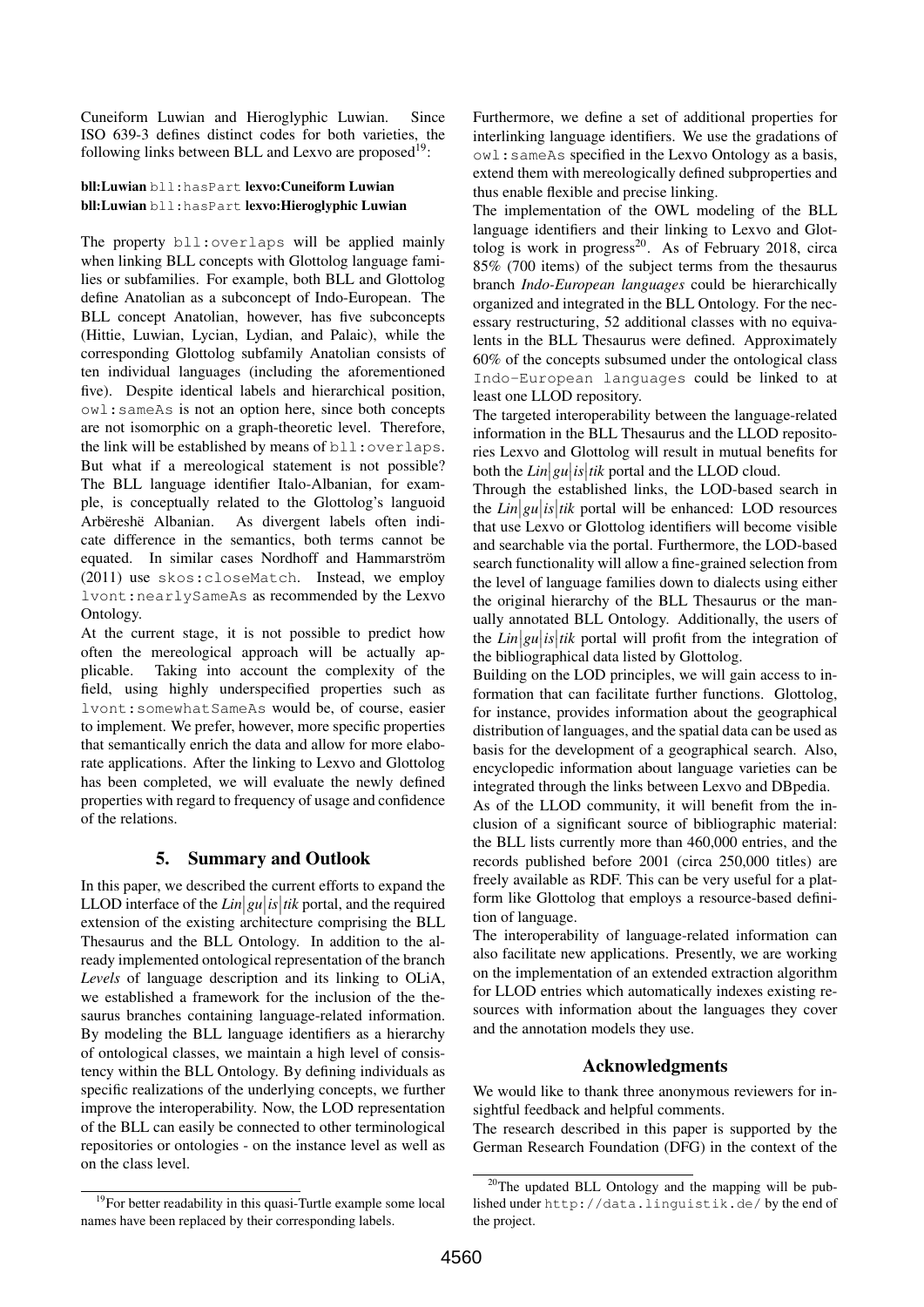Cuneiform Luwian and Hieroglyphic Luwian. Since ISO 639-3 defines distinct codes for both varieties, the following links between BLL and Lexvo are proposed[19]:

**bll:Luwian** `bll:hasPart` **lexvo:Cuneiform Luwian**
**bll:Luwian** `bll:hasPart` **lexvo:Hieroglyphic Luwian**

The property `bll:overlaps` will be applied mainly when linking BLL concepts with Glottolog language families or subfamilies. For example, both BLL and Glottolog define Anatolian as a subconcept of Indo-European. The BLL concept Anatolian, however, has five subconcepts (Hittie, Luwian, Lycian, Lydian, and Palaic), while the corresponding Glottolog subfamily Anatolian consists of ten individual languages (including the aforementioned five). Despite identical labels and hierarchical position, `owl:sameAs` is not an option here, since both concepts are not isomorphic on a graph-theoretic level. Therefore, the link will be established by means of `bll:overlaps`. But what if a mereological statement is not possible? The BLL language identifier Italo-Albanian, for example, is conceptually related to the Glottolog's languoid Arbëreshë Albanian. As divergent labels often indicate difference in the semantics, both terms cannot be equated. In similar cases Nordhoff and Hammarström (2011) use `skos:closeMatch`. Instead, we employ `lvont:nearlySameAs` as recommended by the Lexvo Ontology.

At the current stage, it is not possible to predict how often the mereological approach will be actually applicable. Taking into account the complexity of the field, using highly underspecified properties such as `lvont:somewhatSameAs` would be, of course, easier to implement. We prefer, however, more specific properties that semantically enrich the data and allow for more elaborate applications. After the linking to Lexvo and Glottolog has been completed, we will evaluate the newly defined properties with regard to frequency of usage and confidence of the relations.

## 5. Summary and Outlook

In this paper, we described the current efforts to expand the LLOD interface of the *Lin|gu|is|tik* portal, and the required extension of the existing architecture comprising the BLL Thesaurus and the BLL Ontology. In addition to the already implemented ontological representation of the branch *Levels* of language description and its linking to OLiA, we established a framework for the inclusion of the thesaurus branches containing language-related information. By modeling the BLL language identifiers as a hierarchy of ontological classes, we maintain a high level of consistency within the BLL Ontology. By defining individuals as specific realizations of the underlying concepts, we further improve the interoperability. Now, the LOD representation of the BLL can easily be connected to other terminological repositories or ontologies - on the instance level as well as on the class level.

Furthermore, we define a set of additional properties for interlinking language identifiers. We use the gradations of `owl:sameAs` specified in the Lexvo Ontology as a basis, extend them with mereologically defined subproperties and thus enable flexible and precise linking.

The implementation of the OWL modeling of the BLL language identifiers and their linking to Lexvo and Glottolog is work in progress[20]. As of February 2018, circa 85% (700 items) of the subject terms from the thesaurus branch *Indo-European languages* could be hierarchically organized and integrated in the BLL Ontology. For the necessary restructuring, 52 additional classes with no equivalents in the BLL Thesaurus were defined. Approximately 60% of the concepts subsumed under the ontological class `Indo-European languages` could be linked to at least one LLOD repository.

The targeted interoperability between the language-related information in the BLL Thesaurus and the LLOD repositories Lexvo and Glottolog will result in mutual benefits for both the *Lin|gu|is|tik* portal and the LLOD cloud.

Through the established links, the LOD-based search in the *Lin|gu|is|tik* portal will be enhanced: LOD resources that use Lexvo or Glottolog identifiers will become visible and searchable via the portal. Furthermore, the LOD-based search functionality will allow a fine-grained selection from the level of language families down to dialects using either the original hierarchy of the BLL Thesaurus or the manually annotated BLL Ontology. Additionally, the users of the *Lin|gu|is|tik* portal will profit from the integration of the bibliographical data listed by Glottolog.

Building on the LOD principles, we will gain access to information that can facilitate further functions. Glottolog, for instance, provides information about the geographical distribution of languages, and the spatial data can be used as basis for the development of a geographical search. Also, encyclopedic information about language varieties can be integrated through the links between Lexvo and DBpedia.

As of the LLOD community, it will benefit from the inclusion of a significant source of bibliographic material: the BLL lists currently more than 460,000 entries, and the records published before 2001 (circa 250,000 titles) are freely available as RDF. This can be very useful for a platform like Glottolog that employs a resource-based definition of language.

The interoperability of language-related information can also facilitate new applications. Presently, we are working on the implementation of an extended extraction algorithm for LLOD entries which automatically indexes existing resources with information about the languages they cover and the annotation models they use.

## Acknowledgments

We would like to thank three anonymous reviewers for insightful feedback and helpful comments.

The research described in this paper is supported by the German Research Foundation (DFG) in the context of the

[19] For better readability in this quasi-Turtle example some local names have been replaced by their corresponding labels.

[20] The updated BLL Ontology and the mapping will be published under `http://data.linguistik.de/` by the end of the project.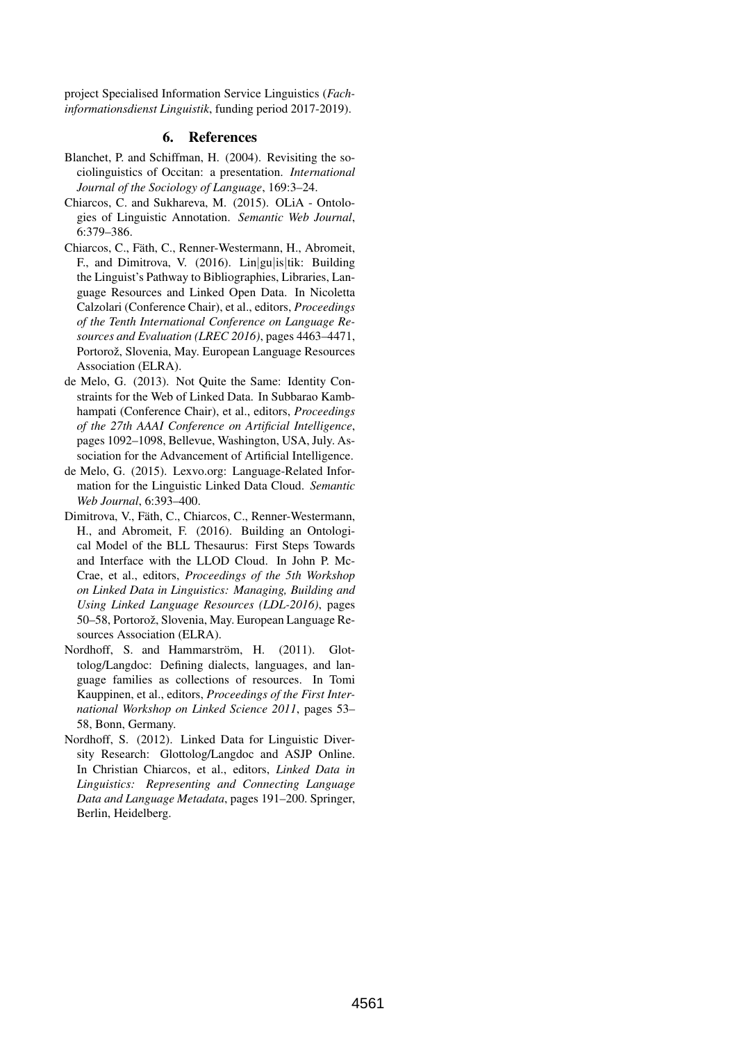project Specialised Information Service Linguistics (*Fachinformationsdienst Linguistik*, funding period 2017-2019).

## 6. References

Blanchet, P. and Schiffman, H. (2004). Revisiting the sociolinguistics of Occitan: a presentation. *International Journal of the Sociology of Language*, 169:3–24.

Chiarcos, C. and Sukhareva, M. (2015). OLiA - Ontologies of Linguistic Annotation. *Semantic Web Journal*, 6:379–386.

Chiarcos, C., Fäth, C., Renner-Westermann, H., Abromeit, F., and Dimitrova, V. (2016). Lin|gu|is|tik: Building the Linguist's Pathway to Bibliographies, Libraries, Language Resources and Linked Open Data. In Nicoletta Calzolari (Conference Chair), et al., editors, *Proceedings of the Tenth International Conference on Language Resources and Evaluation (LREC 2016)*, pages 4463–4471, Portorož, Slovenia, May. European Language Resources Association (ELRA).

de Melo, G. (2013). Not Quite the Same: Identity Constraints for the Web of Linked Data. In Subbarao Kambhampati (Conference Chair), et al., editors, *Proceedings of the 27th AAAI Conference on Artificial Intelligence*, pages 1092–1098, Bellevue, Washington, USA, July. Association for the Advancement of Artificial Intelligence.

de Melo, G. (2015). Lexvo.org: Language-Related Information for the Linguistic Linked Data Cloud. *Semantic Web Journal*, 6:393–400.

Dimitrova, V., Fäth, C., Chiarcos, C., Renner-Westermann, H., and Abromeit, F. (2016). Building an Ontological Model of the BLL Thesaurus: First Steps Towards and Interface with the LLOD Cloud. In John P. McCrae, et al., editors, *Proceedings of the 5th Workshop on Linked Data in Linguistics: Managing, Building and Using Linked Language Resources (LDL-2016)*, pages 50–58, Portorož, Slovenia, May. European Language Resources Association (ELRA).

Nordhoff, S. and Hammarström, H. (2011). Glottolog/Langdoc: Defining dialects, languages, and language families as collections of resources. In Tomi Kauppinen, et al., editors, *Proceedings of the First International Workshop on Linked Science 2011*, pages 53–58, Bonn, Germany.

Nordhoff, S. (2012). Linked Data for Linguistic Diversity Research: Glottolog/Langdoc and ASJP Online. In Christian Chiarcos, et al., editors, *Linked Data in Linguistics: Representing and Connecting Language Data and Language Metadata*, pages 191–200. Springer, Berlin, Heidelberg.